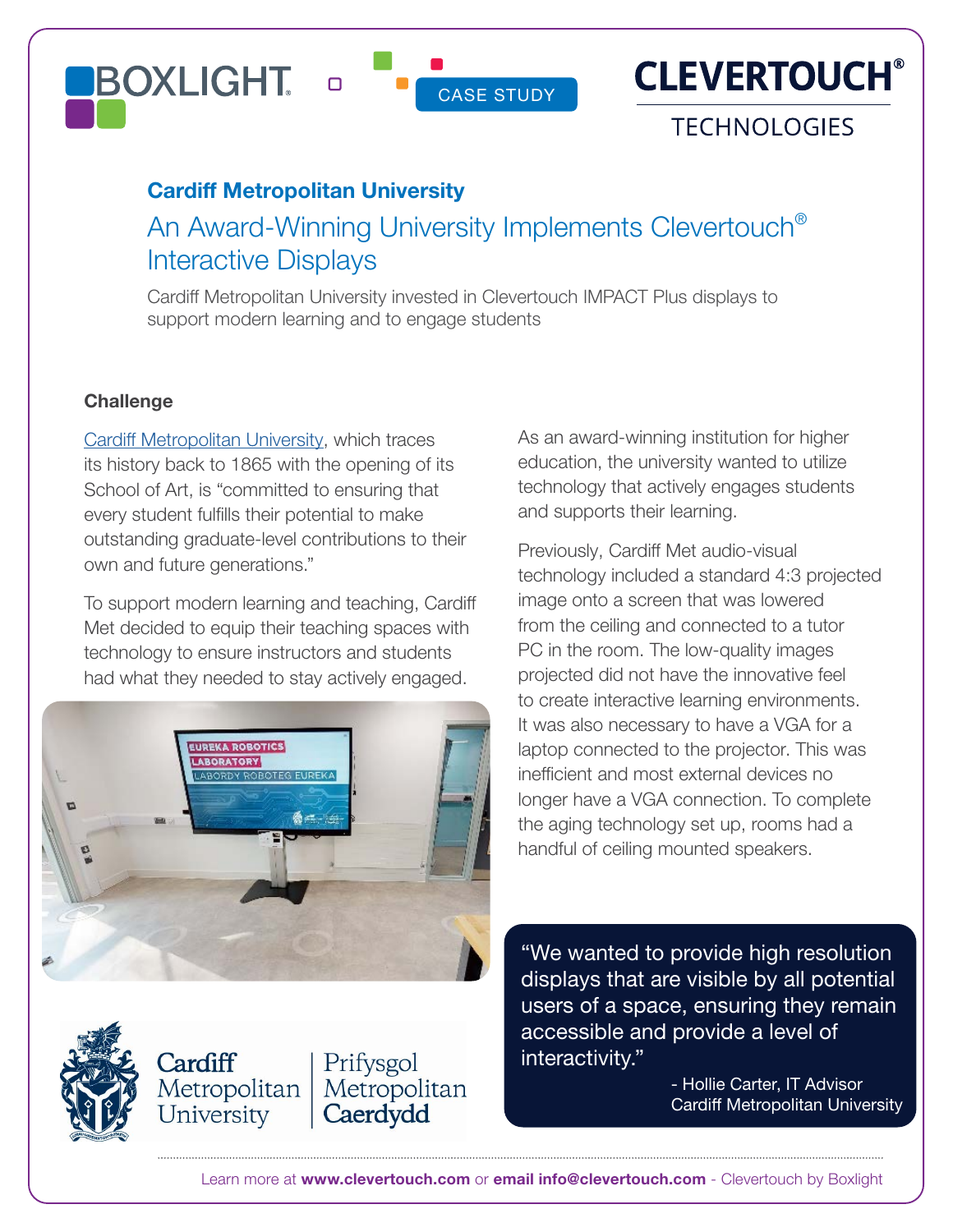CASE STUDY

# Cardiff Metropolitan University

## An Award-Winning University Implements Clevertouch® Interactive Displays

Cardiff Metropolitan University invested in Clevertouch IMPACT Plus displays to support modern learning and to engage students

### Challenge

Cardiff Metropolitan University, which traces its history back to 1865 with the opening of its School of Art, is "committed to ensuring that every student fulfills their potential to make outstanding graduate-level contributions to their own and future generations."

To support modern learning and teaching, Cardiff Met decided to equip their teaching spaces with technology to ensure instructors and students had what they needed to stay actively engaged.

As an award-winning institution for higher education, the university wanted to utilize technology that actively engages students and supports their learning.

Previously, Cardiff Met audio-visual technology included a standard 4:3 projected image onto a screen that was lowered from the ceiling and connected to a tutor PC in the room. The low-quality images projected did not have the innovative feel to create interactive learning environments. It was also necessary to have a VGA for a laptop connected to the projector. This was inefficient and most external devices no longer have a VGA connection. To complete the aging technology set up, rooms had a handful of ceiling mounted speakers.

> "We wanted to provide high resolution displays that are visible by all potential users of a space, ensuring they remain accessible and provide a level of interactivity."
>
> \- Hollie Carter, IT Advisor
> Cardiff Metropolitan University

Learn more at **www.clevertouch.com** or **email info@clevertouch.com** - Clevertouch by Boxlight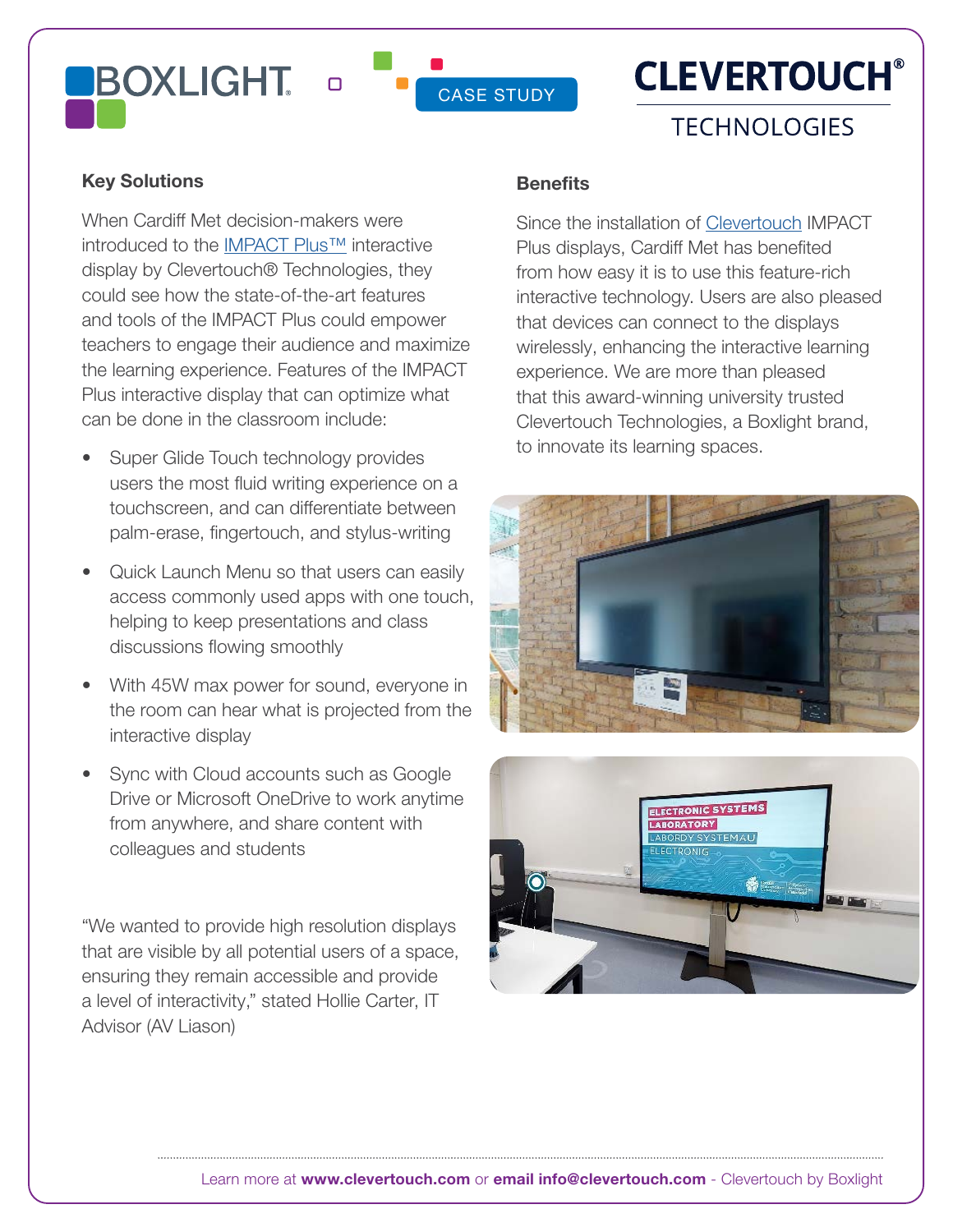## Key Solutions

When Cardiff Met decision-makers were introduced to the IMPACT Plus™ interactive display by Clevertouch® Technologies, they could see how the state-of-the-art features and tools of the IMPACT Plus could empower teachers to engage their audience and maximize the learning experience. Features of the IMPACT Plus interactive display that can optimize what can be done in the classroom include:

- Super Glide Touch technology provides users the most fluid writing experience on a touchscreen, and can differentiate between palm-erase, fingertouch, and stylus-writing
- Quick Launch Menu so that users can easily access commonly used apps with one touch, helping to keep presentations and class discussions flowing smoothly
- With 45W max power for sound, everyone in the room can hear what is projected from the interactive display
- Sync with Cloud accounts such as Google Drive or Microsoft OneDrive to work anytime from anywhere, and share content with colleagues and students

"We wanted to provide high resolution displays that are visible by all potential users of a space, ensuring they remain accessible and provide a level of interactivity," stated Hollie Carter, IT Advisor (AV Liason)

## Benefits

Since the installation of Clevertouch IMPACT Plus displays, Cardiff Met has benefited from how easy it is to use this feature-rich interactive technology. Users are also pleased that devices can connect to the displays wirelessly, enhancing the interactive learning experience. We are more than pleased that this award-winning university trusted Clevertouch Technologies, a Boxlight brand, to innovate its learning spaces.

Learn more at **www.clevertouch.com** or **email info@clevertouch.com** - Clevertouch by Boxlight